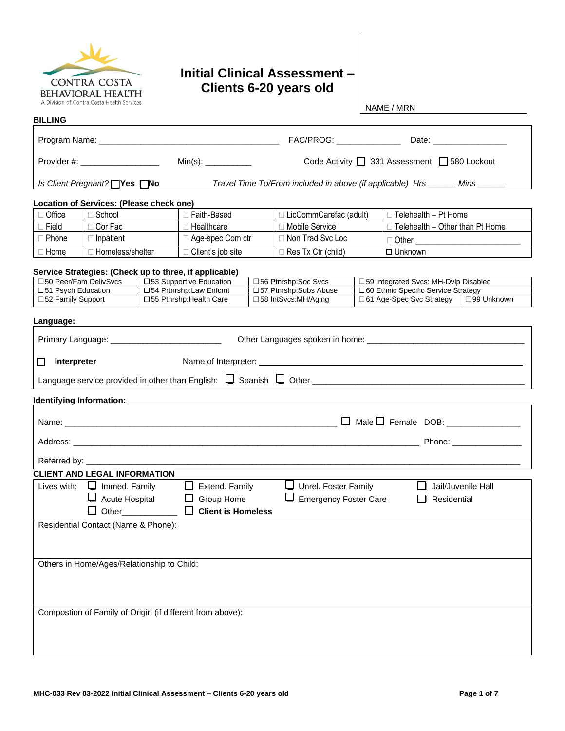CONTRA COSTA BEHAVIORAL HEALTH
A Division of Contra Costa Health Services

# Initial Clinical Assessment – Clients 6-20 years old

NAME / MRN

## BILLING

Program Name: _______________________________________ FAC/PROG: ______________ Date: ________________

Provider #: _________________ Min(s): __________ Code Activity ☐ 331 Assessment ☐ 580 Lockout

*Is Client Pregnant?* ☐ **Yes** ☐ **No** *Travel Time To/From included in above (if applicable) Hrs ______ Mins ______*

**Location of Services: (Please check one)**

| | | | | |
|---|---|---|---|---|
| ☐ Office | ☐ School | ☐ Faith-Based | ☐ LicCommCarefac (adult) | ☐ Telehealth – Pt Home |
| ☐ Field | ☐ Cor Fac | ☐ Healthcare | ☐ Mobile Service | ☐ Telehealth – Other than Pt Home |
| ☐ Phone | ☐ Inpatient | ☐ Age-spec Com ctr | ☐ Non Trad Svc Loc | ☐ Other ______________________ |
| ☐ Home | ☐ Homeless/shelter | ☐ Client's job site | ☐ Res Tx Ctr (child) | ☐ Unknown |

**Service Strategies: (Check up to three, if applicable)**

| | | | | |
|---|---|---|---|---|
| ☐50 Peer/Fam DelivSvcs | ☐53 Supportive Education | ☐56 Ptnrshp:Soc Svcs | ☐59 Integrated Svcs: MH-Dvlp Disabled | |
| ☐51 Psych Education | ☐54 Prtnrshp:Law Enfcmt | ☐57 Ptnrshp:Subs Abuse | ☐60 Ethnic Specific Service Strategy | |
| ☐52 Family Support | ☐55 Prtnrshp:Health Care | ☐58 IntSvcs:MH/Aging | ☐61 Age-Spec Svc Strategy | ☐99 Unknown |

**Language:**

Primary Language: ________________________ Other Languages spoken in home: __________________________________

☐ **Interpreter** Name of Interpreter: ________________________________________________________

Language service provided in other than English: ☐ Spanish ☐ Other ______________________________________________

**Identifying Information:**

Name: ___________________________________________________________ ☐ Male ☐ Female DOB: ________________

Address: ____________________________________________________________________________ Phone: _______________

Referred by: ____________________________________________________________________________________________

**CLIENT AND LEGAL INFORMATION**

Lives with: ☐ Immed. Family ☐ Extend. Family ☐ Unrel. Foster Family ☐ Jail/Juvenile Hall
☐ Acute Hospital ☐ Group Home ☐ Emergency Foster Care ☐ Residential
☐ Other____________ ☐ **Client is Homeless**

Residential Contact (Name & Phone):

Others in Home/Ages/Relationship to Child:

Compostion of Family of Origin (if different from above):

MHC-033 Rev 03-2022 Initial Clinical Assessment – Clients 6-20 years old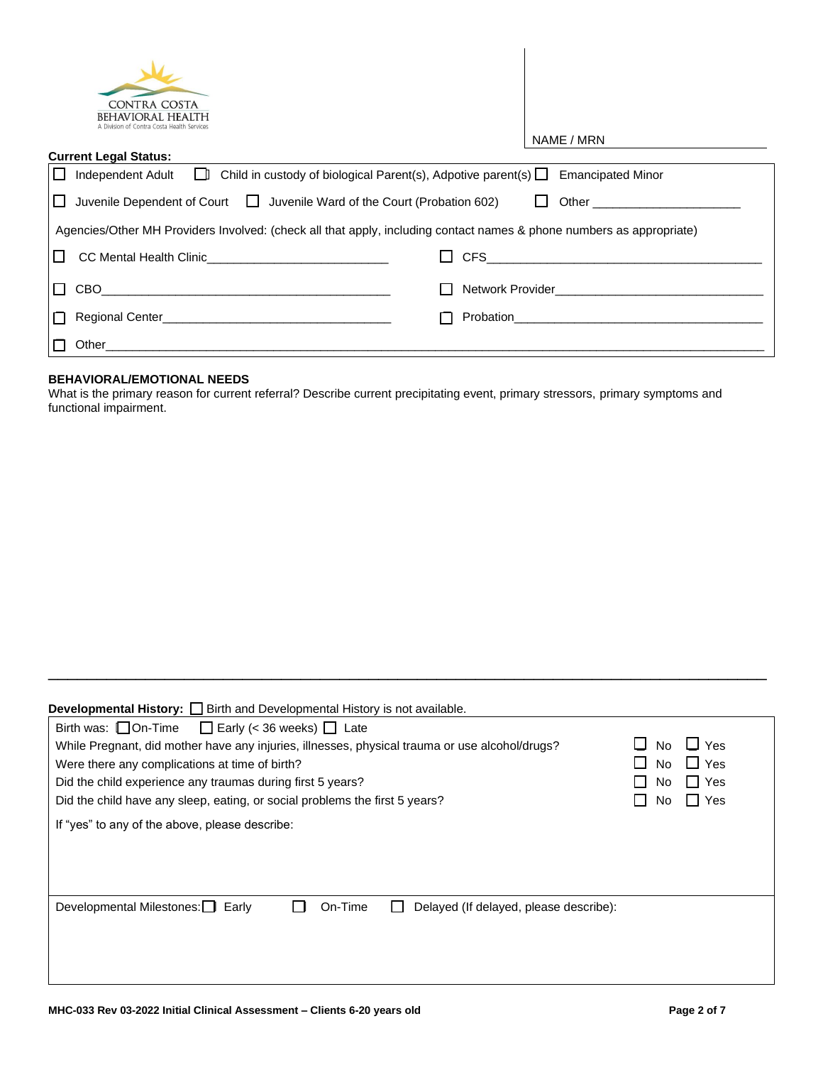CONTRA COSTA BEHAVIORAL HEALTH
A Division of Contra Costa Health Services

NAME / MRN

**Current Legal Status:**

☐ Independent Adult ☐ Child in custody of biological Parent(s), Adpotive parent(s) ☐ Emancipated Minor

☐ Juvenile Dependent of Court ☐ Juvenile Ward of the Court (Probation 602) ☐ Other ____________________

Agencies/Other MH Providers Involved: (check all that apply, including contact names & phone numbers as appropriate)

☐ CC Mental Health Clinic___________________________ ☐ CFS_________________________________________

☐ CBO____________________________________________ ☐ Network Provider______________________________

☐ Regional Center__________________________________ ☐ Probation____________________________________

☐ Other_______________________________________________________________________________________

**BEHAVIORAL/EMOTIONAL NEEDS**

What is the primary reason for current referral? Describe current precipitating event, primary stressors, primary symptoms and functional impairment.

---

**Developmental History:** ☐ Birth and Developmental History is not available.

Birth was: ☐ On-Time ☐ Early (< 36 weeks) ☐ Late

| Question | No | Yes |
|---|---|---|
| While Pregnant, did mother have any injuries, illnesses, physical trauma or use alcohol/drugs? | ☐ No | ☐ Yes |
| Were there any complications at time of birth? | ☐ No | ☐ Yes |
| Did the child experience any traumas during first 5 years? | ☐ No | ☐ Yes |
| Did the child have any sleep, eating, or social problems the first 5 years? | ☐ No | ☐ Yes |

If "yes" to any of the above, please describe:

Developmental Milestones: ☐ Early ☐ On-Time ☐ Delayed (If delayed, please describe):

MHC-033 Rev 03-2022 Initial Clinical Assessment – Clients 6-20 years old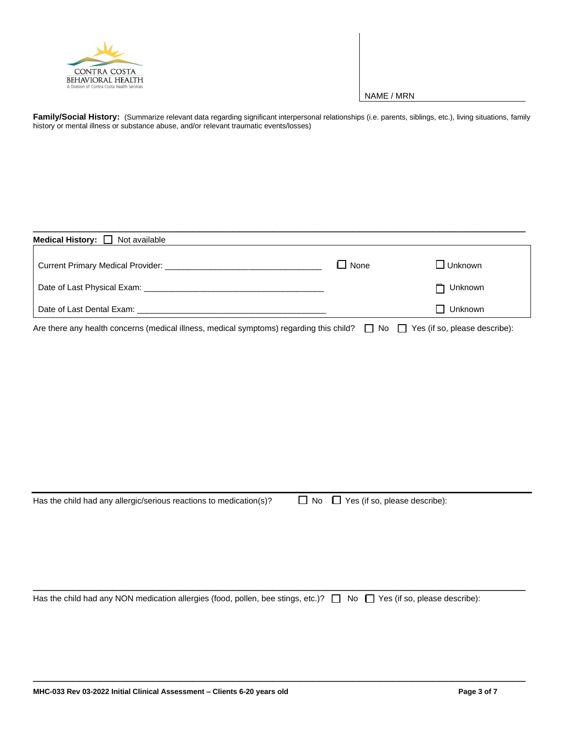CONTRA COSTA
BEHAVIORAL HEALTH
A Division of Contra Costa Health Services

NAME / MRN

**Family/Social History:** (Summarize relevant data regarding significant interpersonal relationships (i.e. parents, siblings, etc.), living situations, family history or mental illness or substance abuse, and/or relevant traumatic events/losses)

---

**Medical History:** ☐ Not available

| | | |
|---|---|---|
| Current Primary Medical Provider: ________________________________ | ☐ None | ☐ Unknown |
| Date of Last Physical Exam: ____________________________________ | | ☐ Unknown |
| Date of Last Dental Exam: ______________________________________ | | ☐ Unknown |

Are there any health concerns (medical illness, medical symptoms) regarding this child? ☐ No ☐ Yes (if so, please describe):

---

Has the child had any allergic/serious reactions to medication(s)? ☐ No ☐ Yes (if so, please describe):

---

Has the child had any NON medication allergies (food, pollen, bee stings, etc.)? ☐ No ☐ Yes (if so, please describe):

---

**MHC-033 Rev 03-2022 Initial Clinical Assessment – Clients 6-20 years old**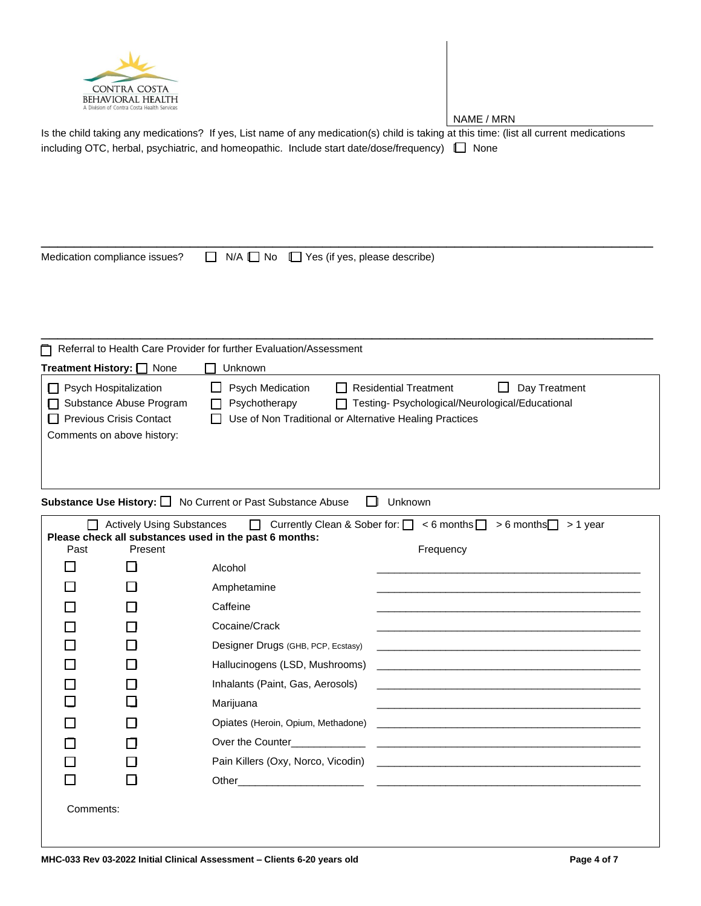CONTRA COSTA BEHAVIORAL HEALTH
A Division of Contra Costa Health Services

NAME / MRN

Is the child taking any medications? If yes, List name of any medication(s) child is taking at this time: (list all current medications including OTC, herbal, psychiatric, and homeopathic. Include start date/dose/frequency) ☐ None

---

Medication compliance issues? ☐ N/A ☐ No ☐ Yes (if yes, please describe)

---

☐ Referral to Health Care Provider for further Evaluation/Assessment

**Treatment History:** ☐ None ☐ Unknown

☐ Psych Hospitalization ☐ Psych Medication ☐ Residential Treatment ☐ Day Treatment
☐ Substance Abuse Program ☐ Psychotherapy ☐ Testing- Psychological/Neurological/Educational
☐ Previous Crisis Contact ☐ Use of Non Traditional or Alternative Healing Practices

Comments on above history:

**Substance Use History:** ☐ No Current or Past Substance Abuse ☐ Unknown

☐ Actively Using Substances ☐ Currently Clean & Sober for: ☐ < 6 months ☐ > 6 months ☐ > 1 year

**Please check all substances used in the past 6 months:**

| Past | Present | Substance | Frequency |
|---|---|---|---|
| ☐ | ☐ | Alcohol | ____________________ |
| ☐ | ☐ | Amphetamine | ____________________ |
| ☐ | ☐ | Caffeine | ____________________ |
| ☐ | ☐ | Cocaine/Crack | ____________________ |
| ☐ | ☐ | Designer Drugs (GHB, PCP, Ecstasy) | ____________________ |
| ☐ | ☐ | Hallucinogens (LSD, Mushrooms) | ____________________ |
| ☐ | ☐ | Inhalants (Paint, Gas, Aerosols) | ____________________ |
| ☐ | ☐ | Marijuana | ____________________ |
| ☐ | ☐ | Opiates (Heroin, Opium, Methadone) | ____________________ |
| ☐ | ☐ | Over the Counter____________ | ____________________ |
| ☐ | ☐ | Pain Killers (Oxy, Norco, Vicodin) | ____________________ |
| ☐ | ☐ | Other______________________ | ____________________ |

Comments:

MHC-033 Rev 03-2022 Initial Clinical Assessment – Clients 6-20 years old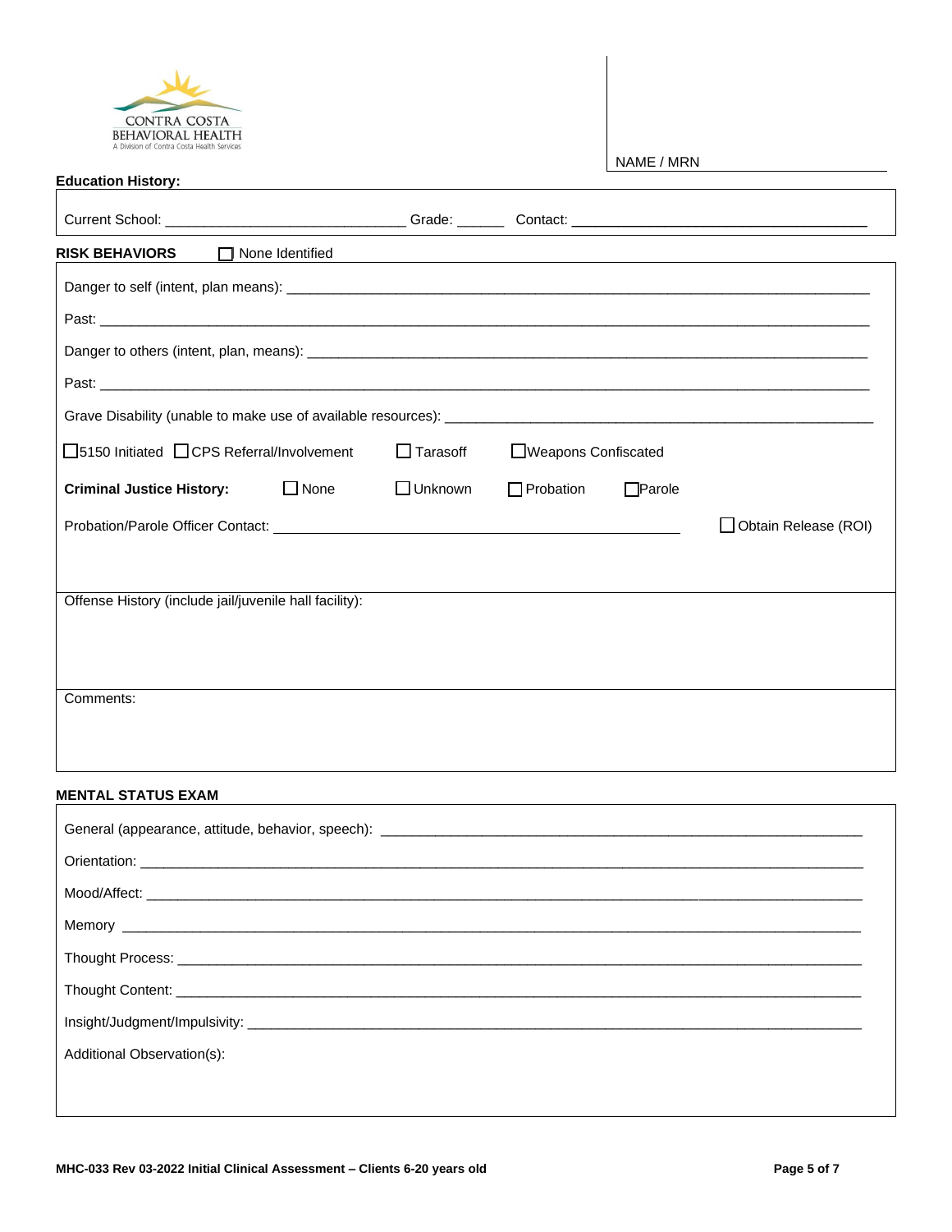CONTRA COSTA
BEHAVIORAL HEALTH
A Division of Contra Costa Health Services

NAME / MRN

**Education History:**

Current School: ______________________________ Grade: ______ Contact: ______________________________________

**RISK BEHAVIORS** ☐ None Identified

Danger to self (intent, plan means): ____________________________________________________________________________

Past: ____________________________________________________________________________________________

Danger to others (intent, plan, means): __________________________________________________________________________

Past: ____________________________________________________________________________________________

Grave Disability (unable to make use of available resources): ____________________________________________________

☐ 5150 Initiated ☐ CPS Referral/Involvement ☐ Tarasoff ☐ Weapons Confiscated

**Criminal Justice History:** ☐ None ☐ Unknown ☐ Probation ☐ Parole

Probation/Parole Officer Contact: ______________________________________________ ☐ Obtain Release (ROI)

Offense History (include jail/juvenile hall facility):

Comments:

**MENTAL STATUS EXAM**

General (appearance, attitude, behavior, speech): ______________________________________________________________

Orientation: ____________________________________________________________________________________________

Mood/Affect: ___________________________________________________________________________________________

Memory ________________________________________________________________________________________________

Thought Process: ________________________________________________________________________________________

Thought Content: ________________________________________________________________________________________

Insight/Judgment/Impulsivity: _____________________________________________________________________________

Additional Observation(s):

**MHC-033 Rev 03-2022 Initial Clinical Assessment – Clients 6-20 years old**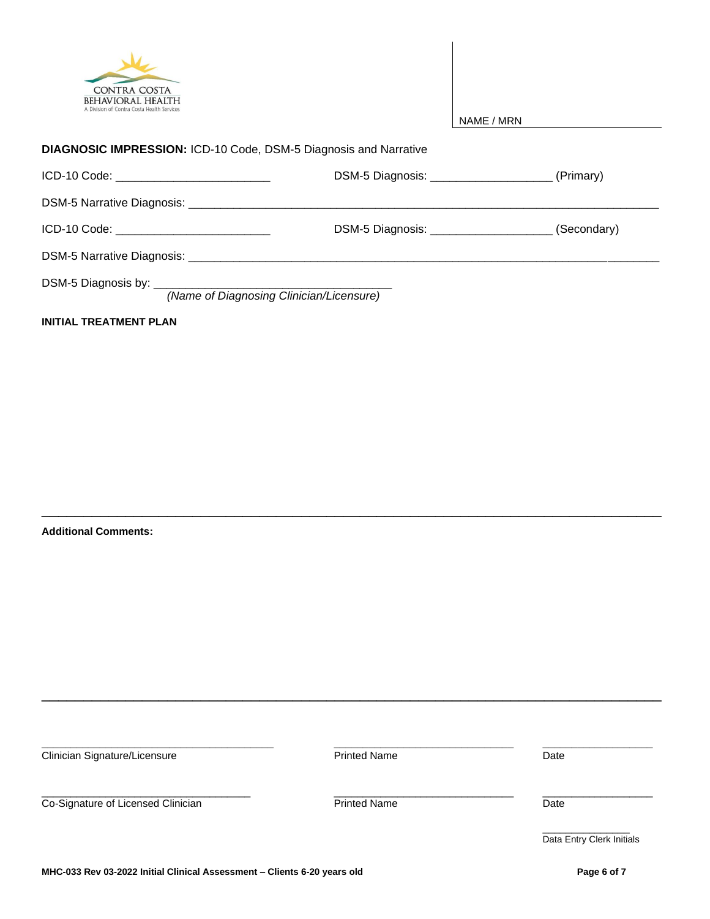CONTRA COSTA
BEHAVIORAL HEALTH
A Division of Contra Costa Health Services

NAME / MRN

**DIAGNOSIC IMPRESSION:** ICD-10 Code, DSM-5 Diagnosis and Narrative

ICD-10 Code: ________________________ DSM-5 Diagnosis: __________________ (Primary)

DSM-5 Narrative Diagnosis: ______________________________________________________________________

ICD-10 Code: ________________________ DSM-5 Diagnosis: __________________ (Secondary)

DSM-5 Narrative Diagnosis: ______________________________________________________________________

DSM-5 Diagnosis by: ____________________________________
*(Name of Diagnosing Clinician/Licensure)*

**INITIAL TREATMENT PLAN**

---

**Additional Comments:**

---

| ____________________________________ | ______________________________ | __________________ |
|---|---|---|
| Clinician Signature/Licensure | Printed Name | Date |
| ____________________________________ | ______________________________ | __________________ |
| Co-Signature of Licensed Clinician | Printed Name | Date |

_______________
Data Entry Clerk Initials

**MHC-033 Rev 03-2022 Initial Clinical Assessment – Clients 6-20 years old**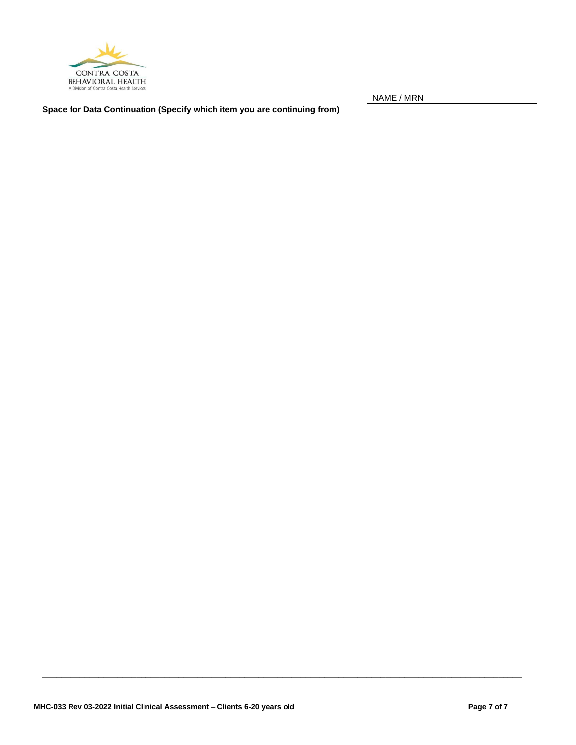CONTRA COSTA
BEHAVIORAL HEALTH
A Division of Contra Costa Health Services

NAME / MRN

**Space for Data Continuation (Specify which item you are continuing from)**

**MHC-033 Rev 03-2022 Initial Clinical Assessment – Clients 6-20 years old**